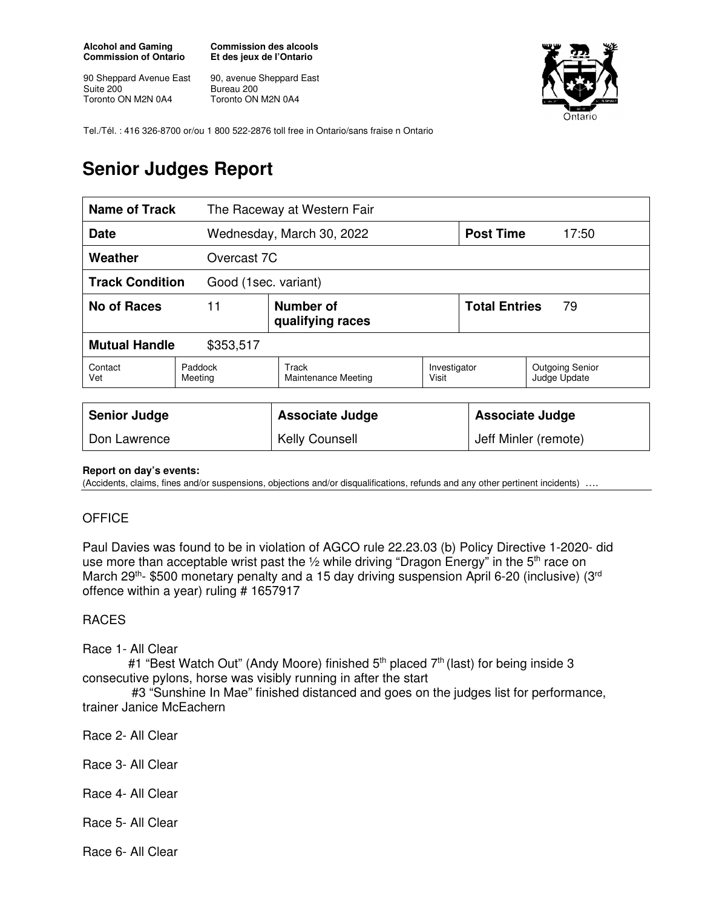**Alcohol and Gaming Commission of Ontario**

90 Sheppard Avenue East
Suite 200
Toronto ON M2N 0A4

**Commission des alcools Et des jeux de l'Ontario**

90, avenue Sheppard East
Bureau 200
Toronto ON M2N 0A4

Tel./Tél. : 416 326-8700 or/ou 1 800 522-2876 toll free in Ontario/sans fraise n Ontario

# Senior Judges Report

| **Name of Track** | The Raceway at Western Fair | | | | |
|---|---|---|---|---|---|
| **Date** | Wednesday, March 30, 2022 | | | **Post Time** | 17:50 |
| **Weather** | Overcast 7C | | | | |
| **Track Condition** | Good (1sec. variant) | | | | |
| **No of Races** | 11 | **Number of qualifying races** | | **Total Entries** | 79 |
| **Mutual Handle** | $353,517 | | | | |
| Contact Vet | Paddock Meeting | Track Maintenance Meeting | Investigator Visit | Outgoing Senior Judge Update | |

| **Senior Judge** | **Associate Judge** | **Associate Judge** |
|---|---|---|
| Don Lawrence | Kelly Counsell | Jeff Minler (remote) |

**Report on day's events:**
(Accidents, claims, fines and/or suspensions, objections and/or disqualifications, refunds and any other pertinent incidents) ….

OFFICE

Paul Davies was found to be in violation of AGCO rule 22.23.03 (b) Policy Directive 1-2020- did use more than acceptable wrist past the ½ while driving "Dragon Energy" in the 5th race on March 29th- $500 monetary penalty and a 15 day driving suspension April 6-20 (inclusive) (3rd offence within a year) ruling # 1657917

RACES

Race 1- All Clear
#1 "Best Watch Out" (Andy Moore) finished 5th placed 7th (last) for being inside 3 consecutive pylons, horse was visibly running in after the start
#3 "Sunshine In Mae" finished distanced and goes on the judges list for performance, trainer Janice McEachern

Race 2- All Clear

Race 3- All Clear

Race 4- All Clear

Race 5- All Clear

Race 6- All Clear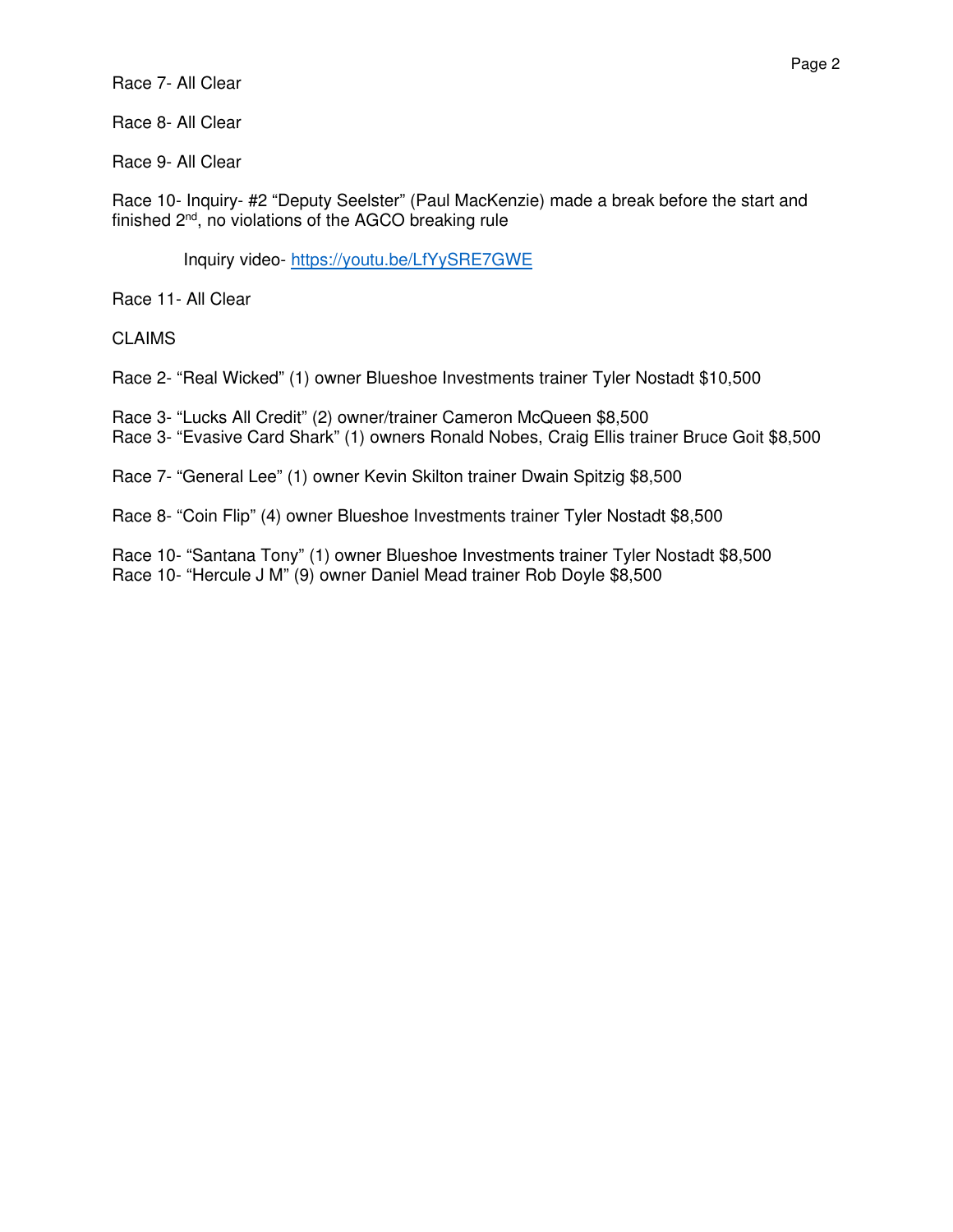Race 7- All Clear

Race 8- All Clear

Race 9- All Clear

Race 10- Inquiry- #2 “Deputy Seelster” (Paul MacKenzie) made a break before the start and finished 2nd, no violations of the AGCO breaking rule

Inquiry video- https://youtu.be/LfYySRE7GWE

Race 11- All Clear

CLAIMS

Race 2- “Real Wicked” (1) owner Blueshoe Investments trainer Tyler Nostadt $10,500

Race 3- “Lucks All Credit” (2) owner/trainer Cameron McQueen $8,500
Race 3- “Evasive Card Shark” (1) owners Ronald Nobes, Craig Ellis trainer Bruce Goit $8,500

Race 7- “General Lee” (1) owner Kevin Skilton trainer Dwain Spitzig $8,500

Race 8- “Coin Flip” (4) owner Blueshoe Investments trainer Tyler Nostadt $8,500

Race 10- “Santana Tony” (1) owner Blueshoe Investments trainer Tyler Nostadt $8,500
Race 10- “Hercule J M” (9) owner Daniel Mead trainer Rob Doyle $8,500